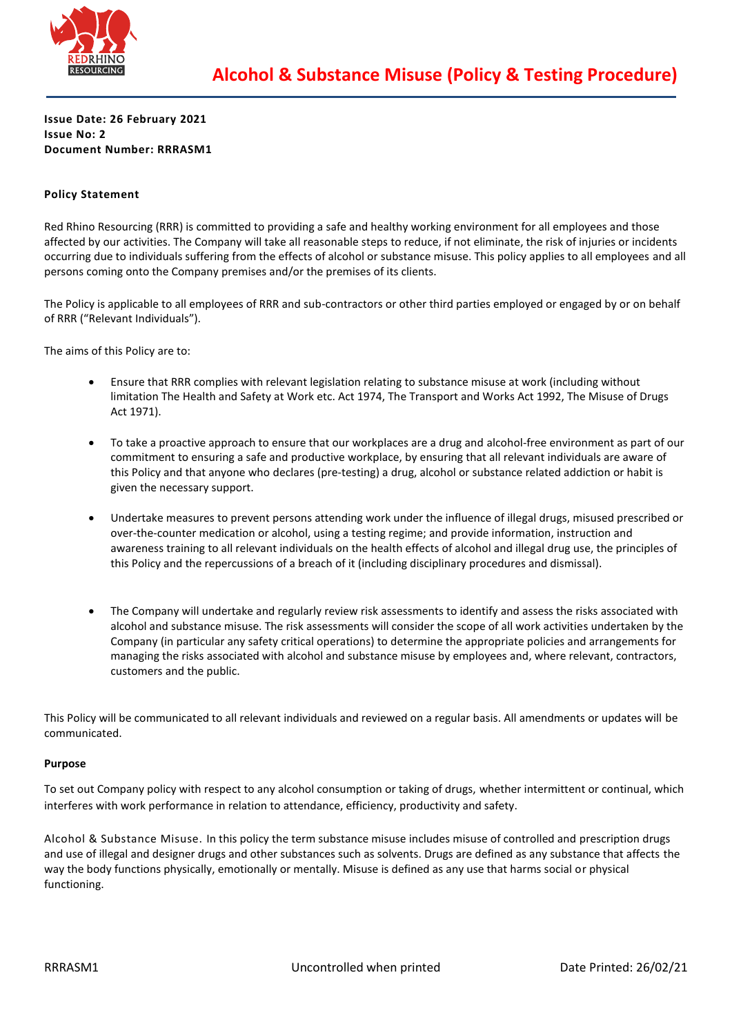# Alcohol & Substance Misuse (Policy & Testing Procedure)

**Issue Date: 26 February 2021**
**Issue No: 2**
**Document Number: RRRASM1**

**Policy Statement**

Red Rhino Resourcing (RRR) is committed to providing a safe and healthy working environment for all employees and those affected by our activities. The Company will take all reasonable steps to reduce, if not eliminate, the risk of injuries or incidents occurring due to individuals suffering from the effects of alcohol or substance misuse. This policy applies to all employees and all persons coming onto the Company premises and/or the premises of its clients.

The Policy is applicable to all employees of RRR and sub-contractors or other third parties employed or engaged by or on behalf of RRR ("Relevant Individuals").

The aims of this Policy are to:

- Ensure that RRR complies with relevant legislation relating to substance misuse at work (including without limitation The Health and Safety at Work etc. Act 1974, The Transport and Works Act 1992, The Misuse of Drugs Act 1971).
- To take a proactive approach to ensure that our workplaces are a drug and alcohol-free environment as part of our commitment to ensuring a safe and productive workplace, by ensuring that all relevant individuals are aware of this Policy and that anyone who declares (pre-testing) a drug, alcohol or substance related addiction or habit is given the necessary support.
- Undertake measures to prevent persons attending work under the influence of illegal drugs, misused prescribed or over-the-counter medication or alcohol, using a testing regime; and provide information, instruction and awareness training to all relevant individuals on the health effects of alcohol and illegal drug use, the principles of this Policy and the repercussions of a breach of it (including disciplinary procedures and dismissal).
- The Company will undertake and regularly review risk assessments to identify and assess the risks associated with alcohol and substance misuse. The risk assessments will consider the scope of all work activities undertaken by the Company (in particular any safety critical operations) to determine the appropriate policies and arrangements for managing the risks associated with alcohol and substance misuse by employees and, where relevant, contractors, customers and the public.

This Policy will be communicated to all relevant individuals and reviewed on a regular basis. All amendments or updates will be communicated.

**Purpose**

To set out Company policy with respect to any alcohol consumption or taking of drugs, whether intermittent or continual, which interferes with work performance in relation to attendance, efficiency, productivity and safety.

Alcohol & Substance Misuse. In this policy the term substance misuse includes misuse of controlled and prescription drugs and use of illegal and designer drugs and other substances such as solvents. Drugs are defined as any substance that affects the way the body functions physically, emotionally or mentally. Misuse is defined as any use that harms social or physical functioning.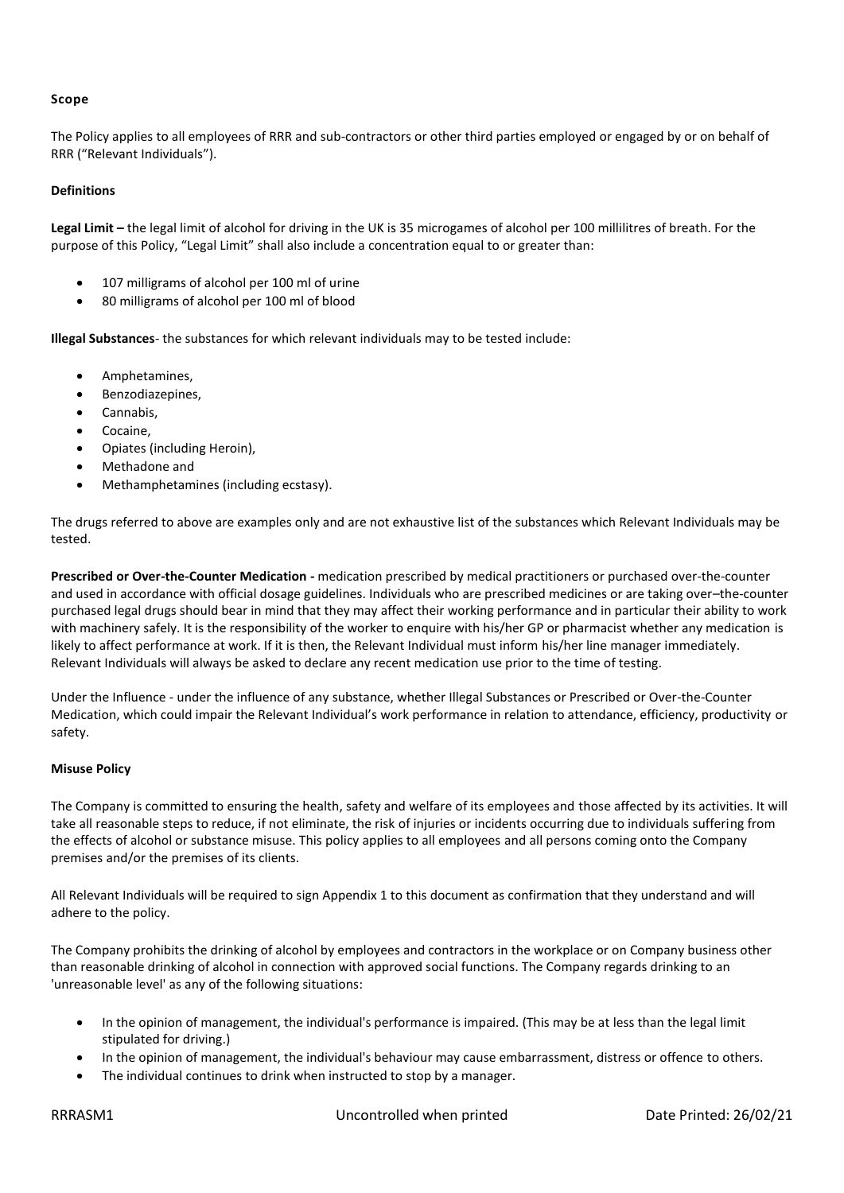**Scope**

The Policy applies to all employees of RRR and sub-contractors or other third parties employed or engaged by or on behalf of RRR ("Relevant Individuals").

**Definitions**

**Legal Limit –** the legal limit of alcohol for driving in the UK is 35 microgames of alcohol per 100 millilitres of breath. For the purpose of this Policy, "Legal Limit" shall also include a concentration equal to or greater than:

- 107 milligrams of alcohol per 100 ml of urine
- 80 milligrams of alcohol per 100 ml of blood

**Illegal Substances**- the substances for which relevant individuals may to be tested include:

- Amphetamines,
- Benzodiazepines,
- Cannabis,
- Cocaine,
- Opiates (including Heroin),
- Methadone and
- Methamphetamines (including ecstasy).

The drugs referred to above are examples only and are not exhaustive list of the substances which Relevant Individuals may be tested.

**Prescribed or Over-the-Counter Medication -** medication prescribed by medical practitioners or purchased over-the-counter and used in accordance with official dosage guidelines. Individuals who are prescribed medicines or are taking over–the-counter purchased legal drugs should bear in mind that they may affect their working performance and in particular their ability to work with machinery safely. It is the responsibility of the worker to enquire with his/her GP or pharmacist whether any medication is likely to affect performance at work. If it is then, the Relevant Individual must inform his/her line manager immediately. Relevant Individuals will always be asked to declare any recent medication use prior to the time of testing.

Under the Influence - under the influence of any substance, whether Illegal Substances or Prescribed or Over-the-Counter Medication, which could impair the Relevant Individual's work performance in relation to attendance, efficiency, productivity or safety.

**Misuse Policy**

The Company is committed to ensuring the health, safety and welfare of its employees and those affected by its activities. It will take all reasonable steps to reduce, if not eliminate, the risk of injuries or incidents occurring due to individuals suffering from the effects of alcohol or substance misuse. This policy applies to all employees and all persons coming onto the Company premises and/or the premises of its clients.

All Relevant Individuals will be required to sign Appendix 1 to this document as confirmation that they understand and will adhere to the policy.

The Company prohibits the drinking of alcohol by employees and contractors in the workplace or on Company business other than reasonable drinking of alcohol in connection with approved social functions. The Company regards drinking to an 'unreasonable level' as any of the following situations:

- In the opinion of management, the individual's performance is impaired. (This may be at less than the legal limit stipulated for driving.)
- In the opinion of management, the individual's behaviour may cause embarrassment, distress or offence to others.
- The individual continues to drink when instructed to stop by a manager.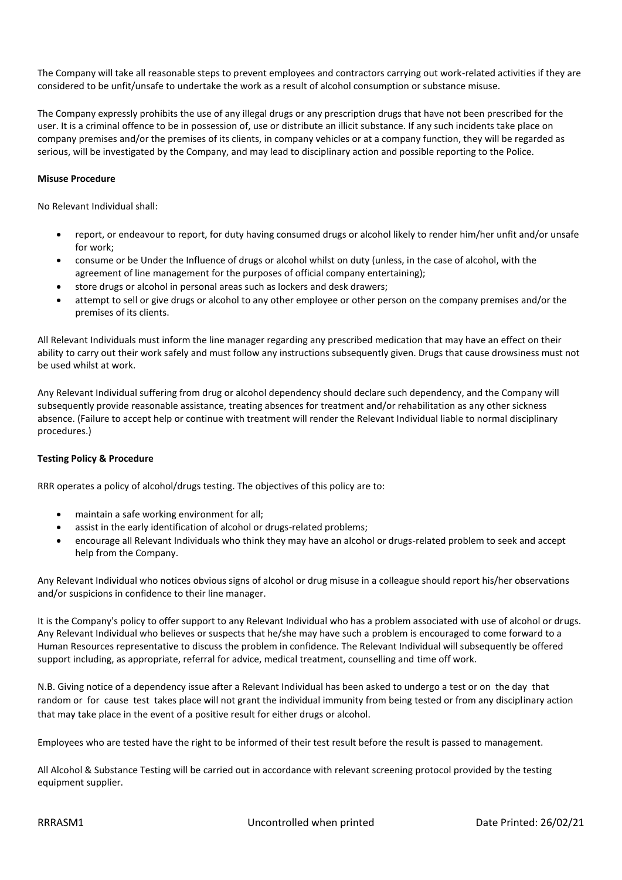The Company will take all reasonable steps to prevent employees and contractors carrying out work-related activities if they are considered to be unfit/unsafe to undertake the work as a result of alcohol consumption or substance misuse.

The Company expressly prohibits the use of any illegal drugs or any prescription drugs that have not been prescribed for the user. It is a criminal offence to be in possession of, use or distribute an illicit substance. If any such incidents take place on company premises and/or the premises of its clients, in company vehicles or at a company function, they will be regarded as serious, will be investigated by the Company, and may lead to disciplinary action and possible reporting to the Police.

**Misuse Procedure**

No Relevant Individual shall:

- report, or endeavour to report, for duty having consumed drugs or alcohol likely to render him/her unfit and/or unsafe for work;
- consume or be Under the Influence of drugs or alcohol whilst on duty (unless, in the case of alcohol, with the agreement of line management for the purposes of official company entertaining);
- store drugs or alcohol in personal areas such as lockers and desk drawers;
- attempt to sell or give drugs or alcohol to any other employee or other person on the company premises and/or the premises of its clients.

All Relevant Individuals must inform the line manager regarding any prescribed medication that may have an effect on their ability to carry out their work safely and must follow any instructions subsequently given. Drugs that cause drowsiness must not be used whilst at work.

Any Relevant Individual suffering from drug or alcohol dependency should declare such dependency, and the Company will subsequently provide reasonable assistance, treating absences for treatment and/or rehabilitation as any other sickness absence. (Failure to accept help or continue with treatment will render the Relevant Individual liable to normal disciplinary procedures.)

**Testing Policy & Procedure**

RRR operates a policy of alcohol/drugs testing. The objectives of this policy are to:

- maintain a safe working environment for all;
- assist in the early identification of alcohol or drugs-related problems;
- encourage all Relevant Individuals who think they may have an alcohol or drugs-related problem to seek and accept help from the Company.

Any Relevant Individual who notices obvious signs of alcohol or drug misuse in a colleague should report his/her observations and/or suspicions in confidence to their line manager.

It is the Company's policy to offer support to any Relevant Individual who has a problem associated with use of alcohol or drugs. Any Relevant Individual who believes or suspects that he/she may have such a problem is encouraged to come forward to a Human Resources representative to discuss the problem in confidence. The Relevant Individual will subsequently be offered support including, as appropriate, referral for advice, medical treatment, counselling and time off work.

N.B. Giving notice of a dependency issue after a Relevant Individual has been asked to undergo a test or on the day that random or for cause test takes place will not grant the individual immunity from being tested or from any disciplinary action that may take place in the event of a positive result for either drugs or alcohol.

Employees who are tested have the right to be informed of their test result before the result is passed to management.

All Alcohol & Substance Testing will be carried out in accordance with relevant screening protocol provided by the testing equipment supplier.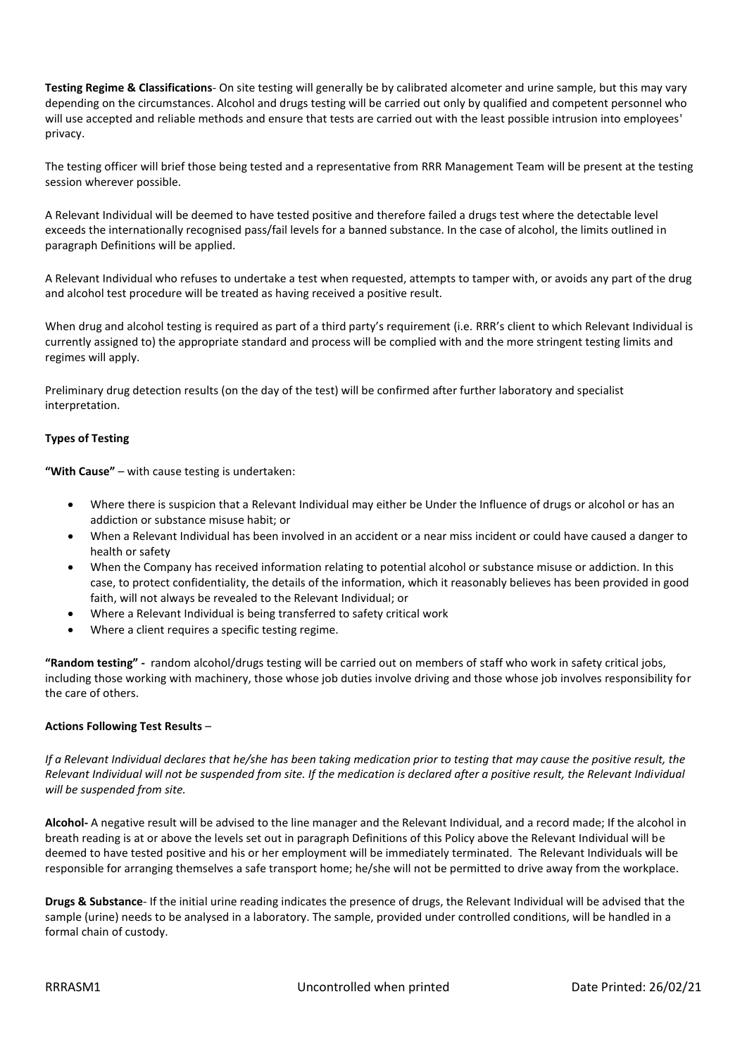**Testing Regime & Classifications**- On site testing will generally be by calibrated alcometer and urine sample, but this may vary depending on the circumstances. Alcohol and drugs testing will be carried out only by qualified and competent personnel who will use accepted and reliable methods and ensure that tests are carried out with the least possible intrusion into employees' privacy.

The testing officer will brief those being tested and a representative from RRR Management Team will be present at the testing session wherever possible.

A Relevant Individual will be deemed to have tested positive and therefore failed a drugs test where the detectable level exceeds the internationally recognised pass/fail levels for a banned substance. In the case of alcohol, the limits outlined in paragraph Definitions will be applied.

A Relevant Individual who refuses to undertake a test when requested, attempts to tamper with, or avoids any part of the drug and alcohol test procedure will be treated as having received a positive result.

When drug and alcohol testing is required as part of a third party's requirement (i.e. RRR's client to which Relevant Individual is currently assigned to) the appropriate standard and process will be complied with and the more stringent testing limits and regimes will apply.

Preliminary drug detection results (on the day of the test) will be confirmed after further laboratory and specialist interpretation.

**Types of Testing**

**"With Cause"** – with cause testing is undertaken:

- Where there is suspicion that a Relevant Individual may either be Under the Influence of drugs or alcohol or has an addiction or substance misuse habit; or
- When a Relevant Individual has been involved in an accident or a near miss incident or could have caused a danger to health or safety
- When the Company has received information relating to potential alcohol or substance misuse or addiction. In this case, to protect confidentiality, the details of the information, which it reasonably believes has been provided in good faith, will not always be revealed to the Relevant Individual; or
- Where a Relevant Individual is being transferred to safety critical work
- Where a client requires a specific testing regime.

**"Random testing" -** random alcohol/drugs testing will be carried out on members of staff who work in safety critical jobs, including those working with machinery, those whose job duties involve driving and those whose job involves responsibility for the care of others.

**Actions Following Test Results** –

*If a Relevant Individual declares that he/she has been taking medication prior to testing that may cause the positive result, the Relevant Individual will not be suspended from site. If the medication is declared after a positive result, the Relevant Individual will be suspended from site.*

**Alcohol-** A negative result will be advised to the line manager and the Relevant Individual, and a record made; If the alcohol in breath reading is at or above the levels set out in paragraph Definitions of this Policy above the Relevant Individual will be deemed to have tested positive and his or her employment will be immediately terminated. The Relevant Individuals will be responsible for arranging themselves a safe transport home; he/she will not be permitted to drive away from the workplace.

**Drugs & Substance**- If the initial urine reading indicates the presence of drugs, the Relevant Individual will be advised that the sample (urine) needs to be analysed in a laboratory. The sample, provided under controlled conditions, will be handled in a formal chain of custody.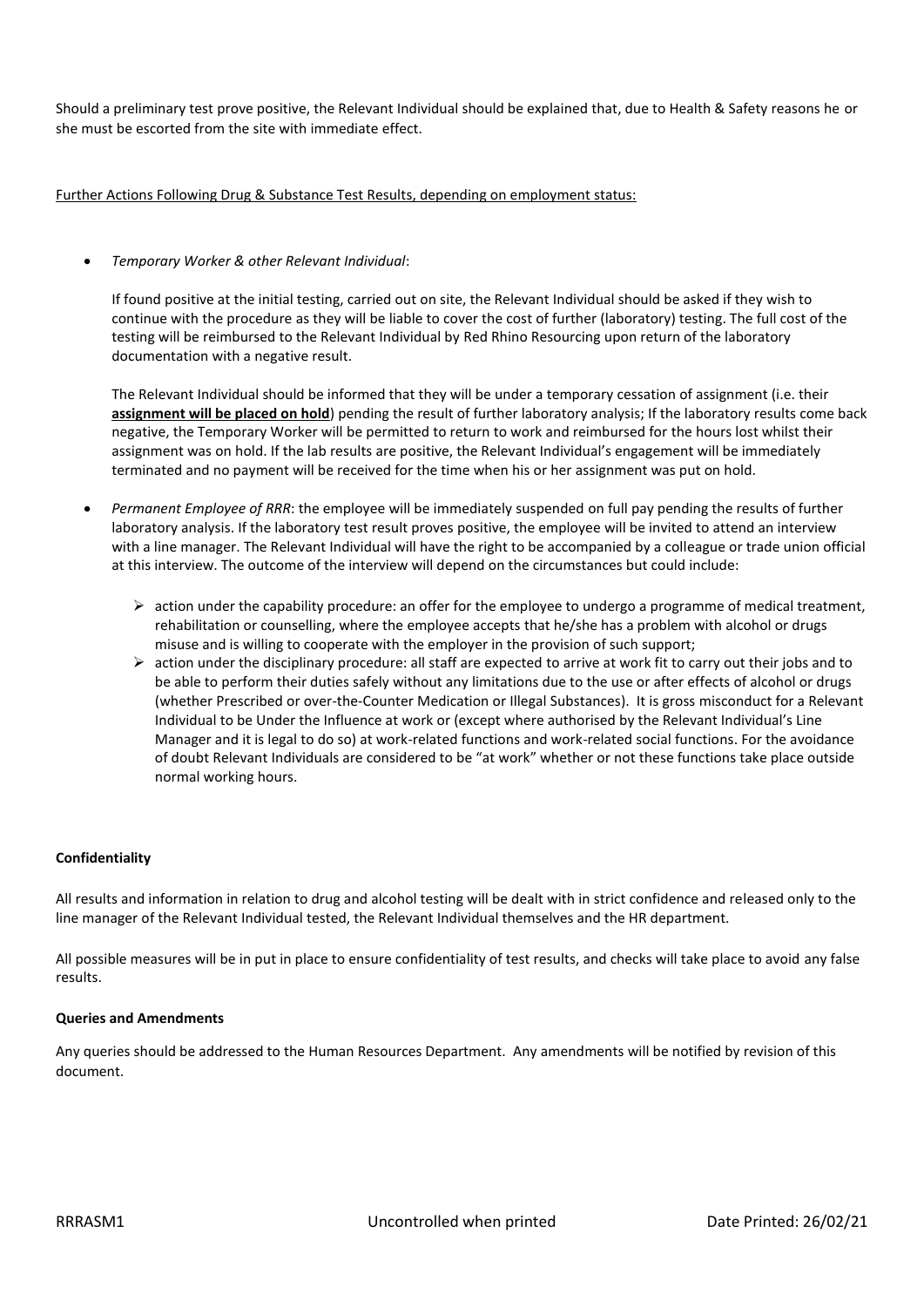Should a preliminary test prove positive, the Relevant Individual should be explained that, due to Health & Safety reasons he or she must be escorted from the site with immediate effect.

<u>Further Actions Following Drug & Substance Test Results, depending on employment status:</u>

- *Temporary Worker & other Relevant Individual*:

  If found positive at the initial testing, carried out on site, the Relevant Individual should be asked if they wish to continue with the procedure as they will be liable to cover the cost of further (laboratory) testing. The full cost of the testing will be reimbursed to the Relevant Individual by Red Rhino Resourcing upon return of the laboratory documentation with a negative result.

  The Relevant Individual should be informed that they will be under a temporary cessation of assignment (i.e. their **<u>assignment will be placed on hold</u>**) pending the result of further laboratory analysis; If the laboratory results come back negative, the Temporary Worker will be permitted to return to work and reimbursed for the hours lost whilst their assignment was on hold. If the lab results are positive, the Relevant Individual's engagement will be immediately terminated and no payment will be received for the time when his or her assignment was put on hold.

- *Permanent Employee of RRR*: the employee will be immediately suspended on full pay pending the results of further laboratory analysis. If the laboratory test result proves positive, the employee will be invited to attend an interview with a line manager. The Relevant Individual will have the right to be accompanied by a colleague or trade union official at this interview. The outcome of the interview will depend on the circumstances but could include:

  - action under the capability procedure: an offer for the employee to undergo a programme of medical treatment, rehabilitation or counselling, where the employee accepts that he/she has a problem with alcohol or drugs misuse and is willing to cooperate with the employer in the provision of such support;
  - action under the disciplinary procedure: all staff are expected to arrive at work fit to carry out their jobs and to be able to perform their duties safely without any limitations due to the use or after effects of alcohol or drugs (whether Prescribed or over-the-Counter Medication or Illegal Substances). It is gross misconduct for a Relevant Individual to be Under the Influence at work or (except where authorised by the Relevant Individual's Line Manager and it is legal to do so) at work-related functions and work-related social functions. For the avoidance of doubt Relevant Individuals are considered to be "at work" whether or not these functions take place outside normal working hours.

**Confidentiality**

All results and information in relation to drug and alcohol testing will be dealt with in strict confidence and released only to the line manager of the Relevant Individual tested, the Relevant Individual themselves and the HR department.

All possible measures will be in put in place to ensure confidentiality of test results, and checks will take place to avoid any false results.

**Queries and Amendments**

Any queries should be addressed to the Human Resources Department. Any amendments will be notified by revision of this document.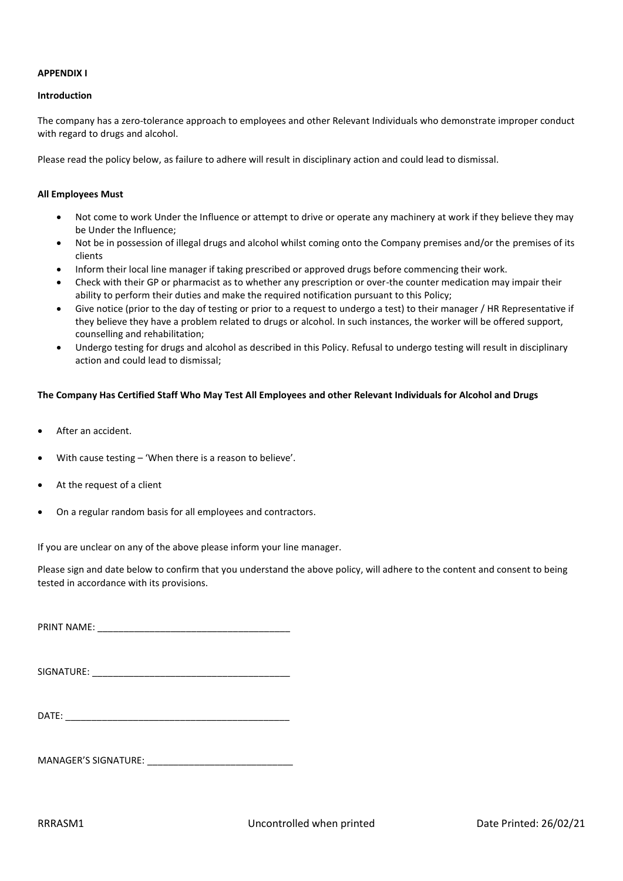**APPENDIX I**

**Introduction**

The company has a zero-tolerance approach to employees and other Relevant Individuals who demonstrate improper conduct with regard to drugs and alcohol.

Please read the policy below, as failure to adhere will result in disciplinary action and could lead to dismissal.

**All Employees Must**

- Not come to work Under the Influence or attempt to drive or operate any machinery at work if they believe they may be Under the Influence;
- Not be in possession of illegal drugs and alcohol whilst coming onto the Company premises and/or the premises of its clients
- Inform their local line manager if taking prescribed or approved drugs before commencing their work.
- Check with their GP or pharmacist as to whether any prescription or over-the counter medication may impair their ability to perform their duties and make the required notification pursuant to this Policy;
- Give notice (prior to the day of testing or prior to a request to undergo a test) to their manager / HR Representative if they believe they have a problem related to drugs or alcohol. In such instances, the worker will be offered support, counselling and rehabilitation;
- Undergo testing for drugs and alcohol as described in this Policy. Refusal to undergo testing will result in disciplinary action and could lead to dismissal;

**The Company Has Certified Staff Who May Test All Employees and other Relevant Individuals for Alcohol and Drugs**

- After an accident.
- With cause testing – 'When there is a reason to believe'.
- At the request of a client
- On a regular random basis for all employees and contractors.

If you are unclear on any of the above please inform your line manager.

Please sign and date below to confirm that you understand the above policy, will adhere to the content and consent to being tested in accordance with its provisions.

PRINT NAME: ____________________________________

SIGNATURE: ______________________________________

DATE: ___________________________________________

MANAGER'S SIGNATURE: ___________________________

RRRASM1 Uncontrolled when printed Date Printed: 26/02/21